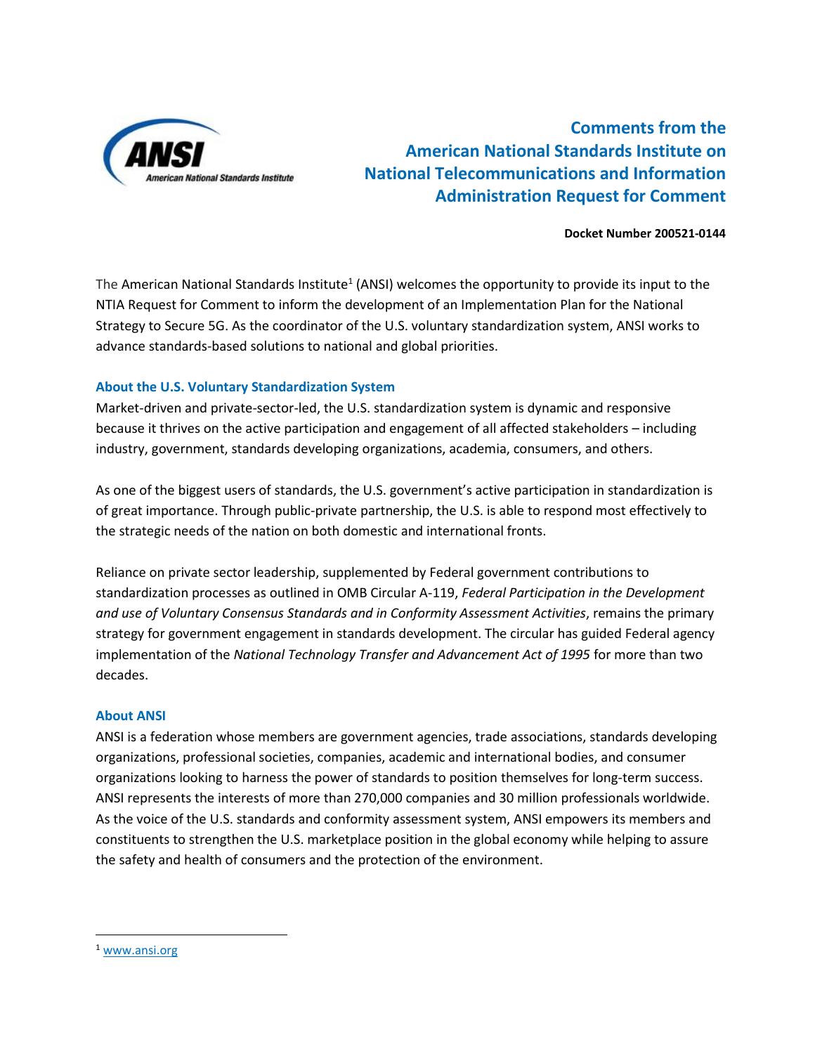# Comments from the American National Standards Institute on National Telecommunications and Information Administration Request for Comment

**Docket Number 200521-0144**

The American National Standards Institute[1] (ANSI) welcomes the opportunity to provide its input to the NTIA Request for Comment to inform the development of an Implementation Plan for the National Strategy to Secure 5G. As the coordinator of the U.S. voluntary standardization system, ANSI works to advance standards-based solutions to national and global priorities.

## About the U.S. Voluntary Standardization System

Market-driven and private-sector-led, the U.S. standardization system is dynamic and responsive because it thrives on the active participation and engagement of all affected stakeholders – including industry, government, standards developing organizations, academia, consumers, and others.

As one of the biggest users of standards, the U.S. government's active participation in standardization is of great importance. Through public-private partnership, the U.S. is able to respond most effectively to the strategic needs of the nation on both domestic and international fronts.

Reliance on private sector leadership, supplemented by Federal government contributions to standardization processes as outlined in OMB Circular A-119, *Federal Participation in the Development and use of Voluntary Consensus Standards and in Conformity Assessment Activities*, remains the primary strategy for government engagement in standards development. The circular has guided Federal agency implementation of the *National Technology Transfer and Advancement Act of 1995* for more than two decades.

## About ANSI

ANSI is a federation whose members are government agencies, trade associations, standards developing organizations, professional societies, companies, academic and international bodies, and consumer organizations looking to harness the power of standards to position themselves for long-term success. ANSI represents the interests of more than 270,000 companies and 30 million professionals worldwide. As the voice of the U.S. standards and conformity assessment system, ANSI empowers its members and constituents to strengthen the U.S. marketplace position in the global economy while helping to assure the safety and health of consumers and the protection of the environment.

---

[1] www.ansi.org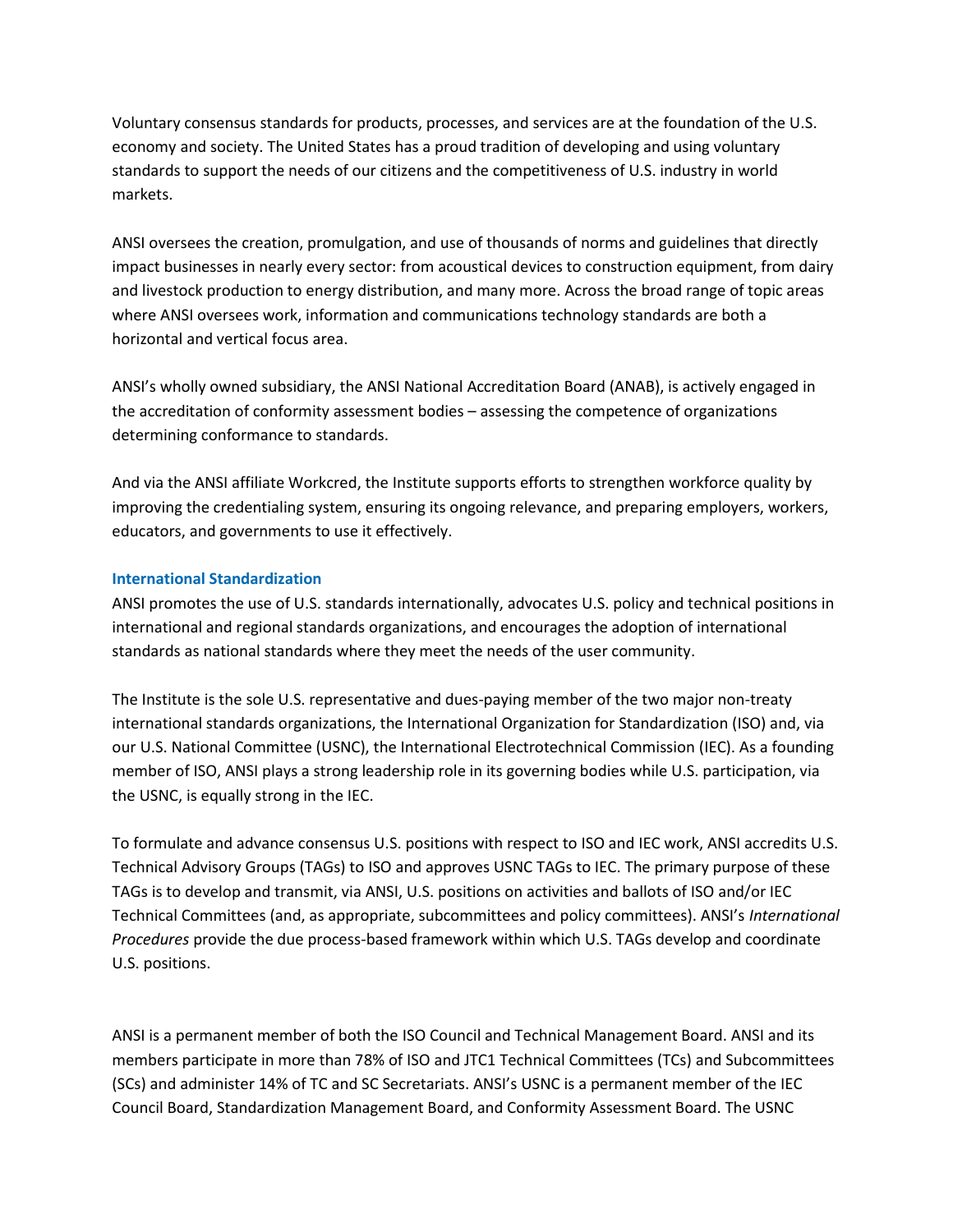Voluntary consensus standards for products, processes, and services are at the foundation of the U.S. economy and society. The United States has a proud tradition of developing and using voluntary standards to support the needs of our citizens and the competitiveness of U.S. industry in world markets.

ANSI oversees the creation, promulgation, and use of thousands of norms and guidelines that directly impact businesses in nearly every sector: from acoustical devices to construction equipment, from dairy and livestock production to energy distribution, and many more. Across the broad range of topic areas where ANSI oversees work, information and communications technology standards are both a horizontal and vertical focus area.

ANSI's wholly owned subsidiary, the ANSI National Accreditation Board (ANAB), is actively engaged in the accreditation of conformity assessment bodies – assessing the competence of organizations determining conformance to standards.

And via the ANSI affiliate Workcred, the Institute supports efforts to strengthen workforce quality by improving the credentialing system, ensuring its ongoing relevance, and preparing employers, workers, educators, and governments to use it effectively.

## International Standardization

ANSI promotes the use of U.S. standards internationally, advocates U.S. policy and technical positions in international and regional standards organizations, and encourages the adoption of international standards as national standards where they meet the needs of the user community.

The Institute is the sole U.S. representative and dues-paying member of the two major non-treaty international standards organizations, the International Organization for Standardization (ISO) and, via our U.S. National Committee (USNC), the International Electrotechnical Commission (IEC). As a founding member of ISO, ANSI plays a strong leadership role in its governing bodies while U.S. participation, via the USNC, is equally strong in the IEC.

To formulate and advance consensus U.S. positions with respect to ISO and IEC work, ANSI accredits U.S. Technical Advisory Groups (TAGs) to ISO and approves USNC TAGs to IEC. The primary purpose of these TAGs is to develop and transmit, via ANSI, U.S. positions on activities and ballots of ISO and/or IEC Technical Committees (and, as appropriate, subcommittees and policy committees). ANSI's *International Procedures* provide the due process-based framework within which U.S. TAGs develop and coordinate U.S. positions.

ANSI is a permanent member of both the ISO Council and Technical Management Board. ANSI and its members participate in more than 78% of ISO and JTC1 Technical Committees (TCs) and Subcommittees (SCs) and administer 14% of TC and SC Secretariats. ANSI's USNC is a permanent member of the IEC Council Board, Standardization Management Board, and Conformity Assessment Board. The USNC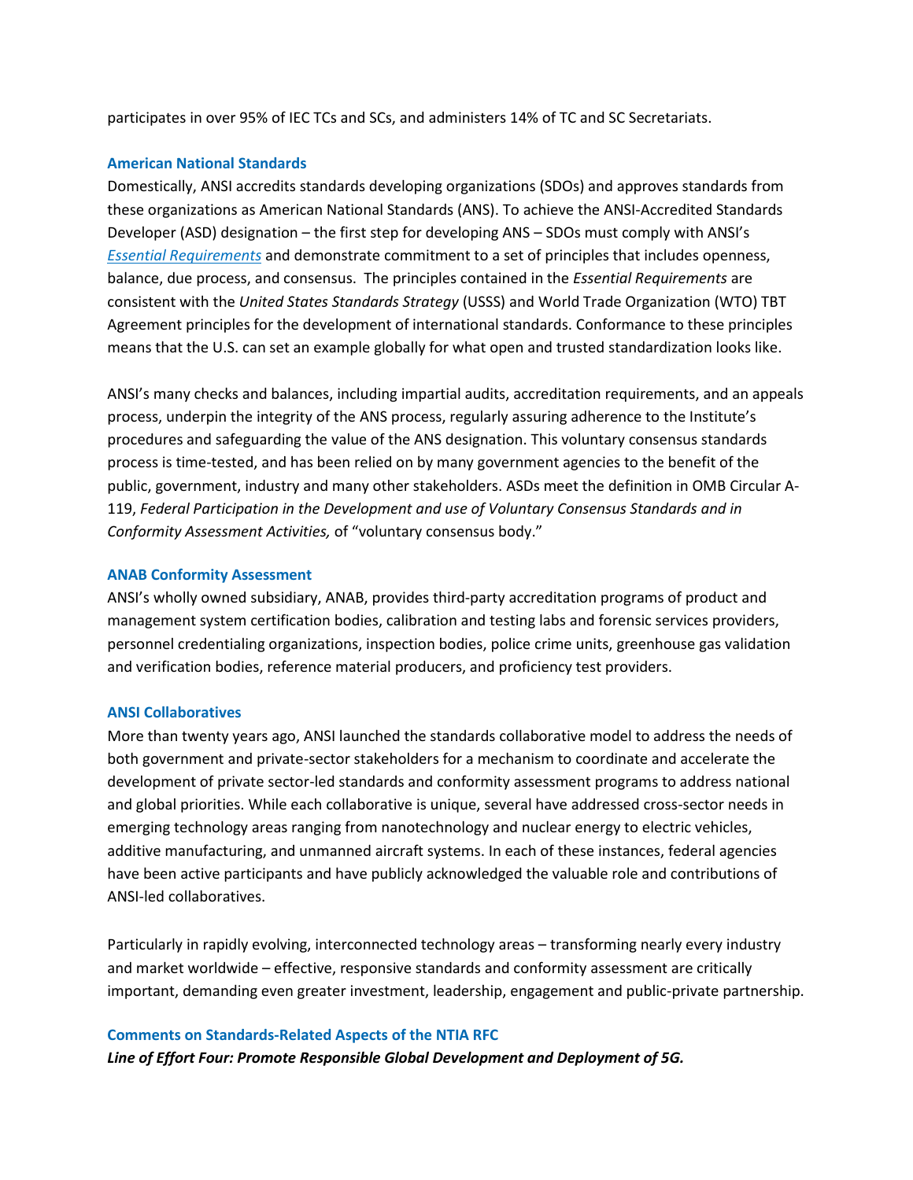participates in over 95% of IEC TCs and SCs, and administers 14% of TC and SC Secretariats.

### American National Standards

Domestically, ANSI accredits standards developing organizations (SDOs) and approves standards from these organizations as American National Standards (ANS). To achieve the ANSI-Accredited Standards Developer (ASD) designation – the first step for developing ANS – SDOs must comply with ANSI's *Essential Requirements* and demonstrate commitment to a set of principles that includes openness, balance, due process, and consensus. The principles contained in the *Essential Requirements* are consistent with the *United States Standards Strategy* (USSS) and World Trade Organization (WTO) TBT Agreement principles for the development of international standards. Conformance to these principles means that the U.S. can set an example globally for what open and trusted standardization looks like.

ANSI's many checks and balances, including impartial audits, accreditation requirements, and an appeals process, underpin the integrity of the ANS process, regularly assuring adherence to the Institute's procedures and safeguarding the value of the ANS designation. This voluntary consensus standards process is time-tested, and has been relied on by many government agencies to the benefit of the public, government, industry and many other stakeholders. ASDs meet the definition in OMB Circular A-119, *Federal Participation in the Development and use of Voluntary Consensus Standards and in Conformity Assessment Activities,* of "voluntary consensus body."

### ANAB Conformity Assessment

ANSI's wholly owned subsidiary, ANAB, provides third-party accreditation programs of product and management system certification bodies, calibration and testing labs and forensic services providers, personnel credentialing organizations, inspection bodies, police crime units, greenhouse gas validation and verification bodies, reference material producers, and proficiency test providers.

### ANSI Collaboratives

More than twenty years ago, ANSI launched the standards collaborative model to address the needs of both government and private-sector stakeholders for a mechanism to coordinate and accelerate the development of private sector-led standards and conformity assessment programs to address national and global priorities. While each collaborative is unique, several have addressed cross-sector needs in emerging technology areas ranging from nanotechnology and nuclear energy to electric vehicles, additive manufacturing, and unmanned aircraft systems. In each of these instances, federal agencies have been active participants and have publicly acknowledged the valuable role and contributions of ANSI-led collaboratives.

Particularly in rapidly evolving, interconnected technology areas – transforming nearly every industry and market worldwide – effective, responsive standards and conformity assessment are critically important, demanding even greater investment, leadership, engagement and public-private partnership.

### Comments on Standards-Related Aspects of the NTIA RFC

***Line of Effort Four: Promote Responsible Global Development and Deployment of 5G.***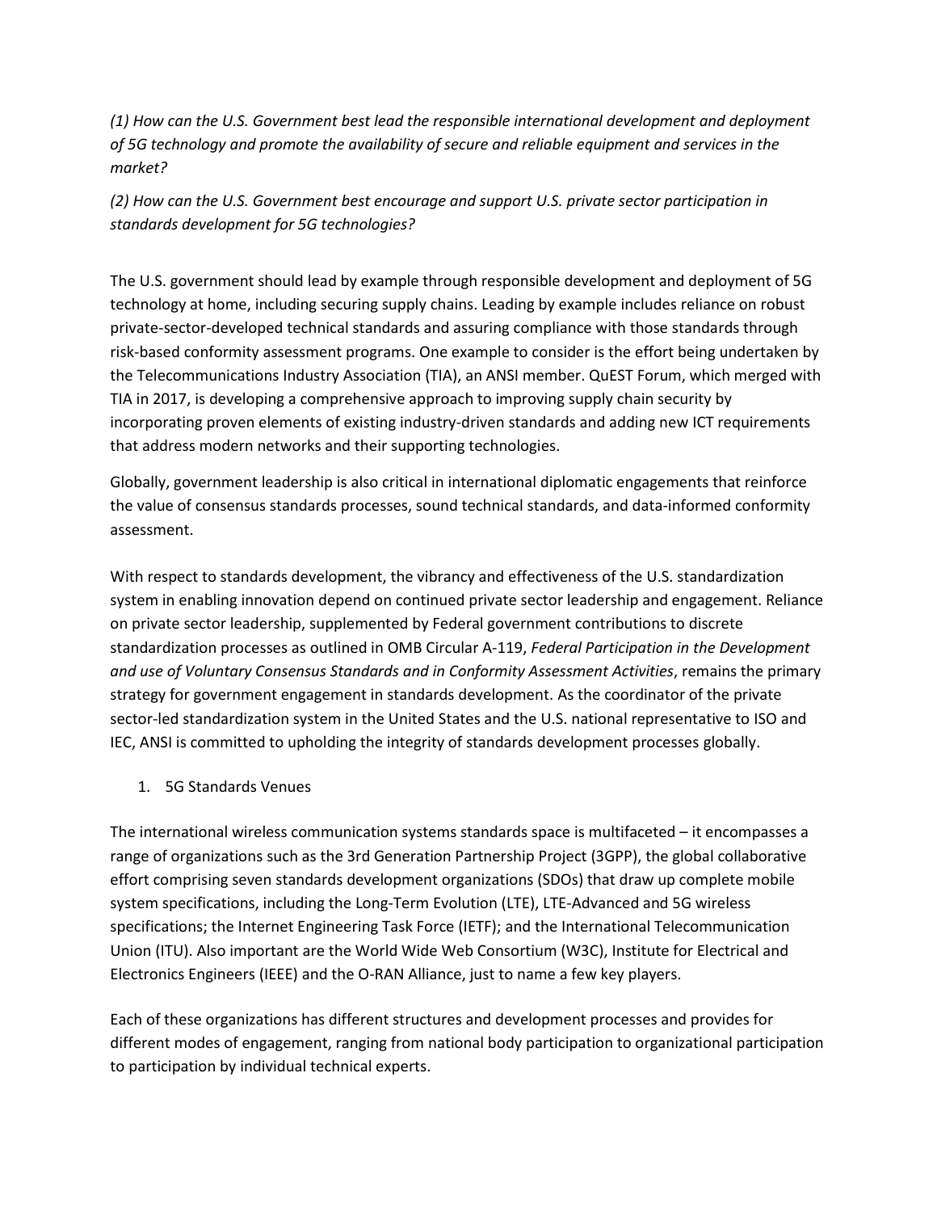*(1) How can the U.S. Government best lead the responsible international development and deployment of 5G technology and promote the availability of secure and reliable equipment and services in the market?*

*(2) How can the U.S. Government best encourage and support U.S. private sector participation in standards development for 5G technologies?*

The U.S. government should lead by example through responsible development and deployment of 5G technology at home, including securing supply chains. Leading by example includes reliance on robust private-sector-developed technical standards and assuring compliance with those standards through risk-based conformity assessment programs. One example to consider is the effort being undertaken by the Telecommunications Industry Association (TIA), an ANSI member. QuEST Forum, which merged with TIA in 2017, is developing a comprehensive approach to improving supply chain security by incorporating proven elements of existing industry-driven standards and adding new ICT requirements that address modern networks and their supporting technologies.

Globally, government leadership is also critical in international diplomatic engagements that reinforce the value of consensus standards processes, sound technical standards, and data-informed conformity assessment.

With respect to standards development, the vibrancy and effectiveness of the U.S. standardization system in enabling innovation depend on continued private sector leadership and engagement. Reliance on private sector leadership, supplemented by Federal government contributions to discrete standardization processes as outlined in OMB Circular A-119, *Federal Participation in the Development and use of Voluntary Consensus Standards and in Conformity Assessment Activities*, remains the primary strategy for government engagement in standards development. As the coordinator of the private sector-led standardization system in the United States and the U.S. national representative to ISO and IEC, ANSI is committed to upholding the integrity of standards development processes globally.

1. 5G Standards Venues

The international wireless communication systems standards space is multifaceted – it encompasses a range of organizations such as the 3rd Generation Partnership Project (3GPP), the global collaborative effort comprising seven standards development organizations (SDOs) that draw up complete mobile system specifications, including the Long-Term Evolution (LTE), LTE-Advanced and 5G wireless specifications; the Internet Engineering Task Force (IETF); and the International Telecommunication Union (ITU). Also important are the World Wide Web Consortium (W3C), Institute for Electrical and Electronics Engineers (IEEE) and the O-RAN Alliance, just to name a few key players.

Each of these organizations has different structures and development processes and provides for different modes of engagement, ranging from national body participation to organizational participation to participation by individual technical experts.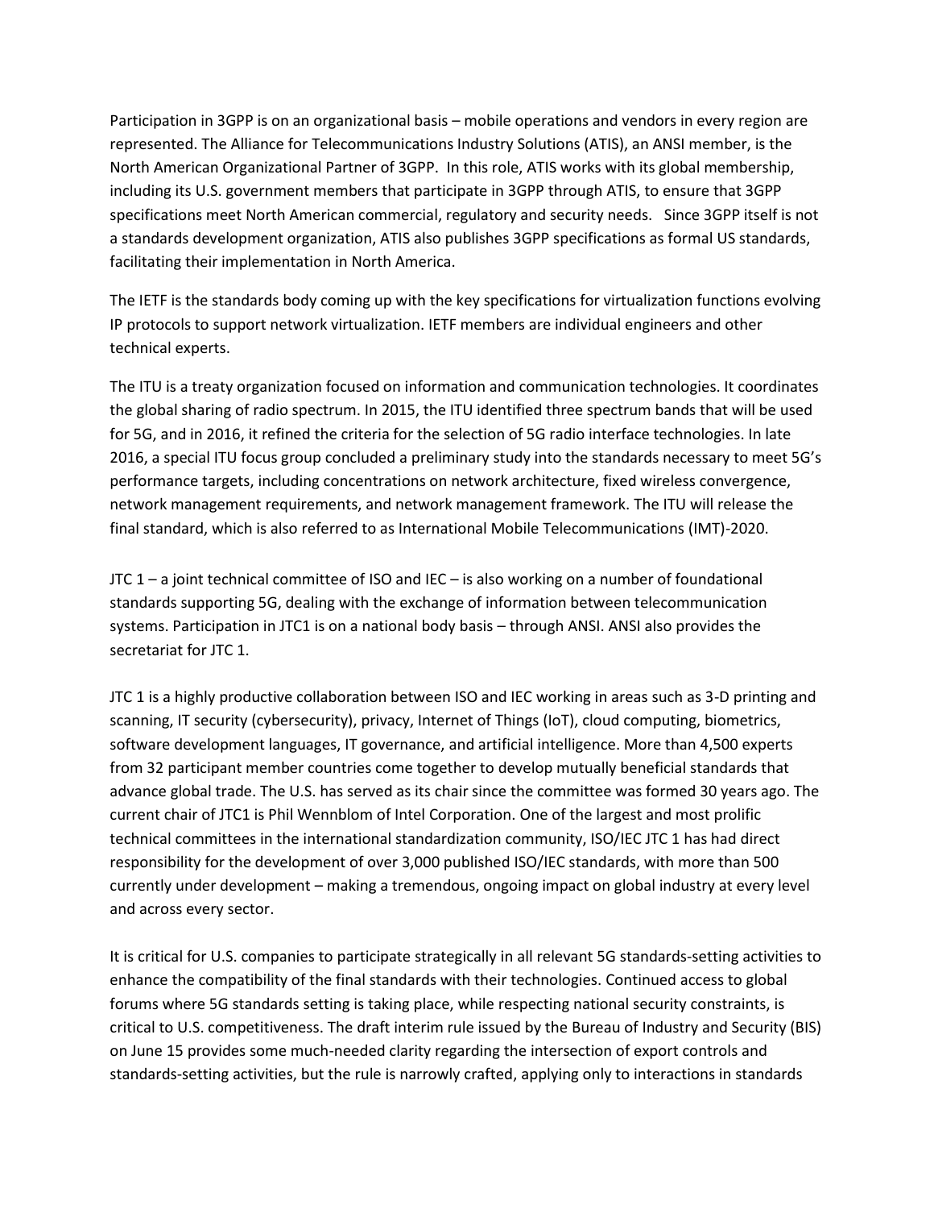Participation in 3GPP is on an organizational basis – mobile operations and vendors in every region are represented. The Alliance for Telecommunications Industry Solutions (ATIS), an ANSI member, is the North American Organizational Partner of 3GPP. In this role, ATIS works with its global membership, including its U.S. government members that participate in 3GPP through ATIS, to ensure that 3GPP specifications meet North American commercial, regulatory and security needs. Since 3GPP itself is not a standards development organization, ATIS also publishes 3GPP specifications as formal US standards, facilitating their implementation in North America.

The IETF is the standards body coming up with the key specifications for virtualization functions evolving IP protocols to support network virtualization. IETF members are individual engineers and other technical experts.

The ITU is a treaty organization focused on information and communication technologies. It coordinates the global sharing of radio spectrum. In 2015, the ITU identified three spectrum bands that will be used for 5G, and in 2016, it refined the criteria for the selection of 5G radio interface technologies. In late 2016, a special ITU focus group concluded a preliminary study into the standards necessary to meet 5G's performance targets, including concentrations on network architecture, fixed wireless convergence, network management requirements, and network management framework. The ITU will release the final standard, which is also referred to as International Mobile Telecommunications (IMT)-2020.

JTC 1 – a joint technical committee of ISO and IEC – is also working on a number of foundational standards supporting 5G, dealing with the exchange of information between telecommunication systems. Participation in JTC1 is on a national body basis – through ANSI. ANSI also provides the secretariat for JTC 1.

JTC 1 is a highly productive collaboration between ISO and IEC working in areas such as 3-D printing and scanning, IT security (cybersecurity), privacy, Internet of Things (IoT), cloud computing, biometrics, software development languages, IT governance, and artificial intelligence. More than 4,500 experts from 32 participant member countries come together to develop mutually beneficial standards that advance global trade. The U.S. has served as its chair since the committee was formed 30 years ago. The current chair of JTC1 is Phil Wennblom of Intel Corporation. One of the largest and most prolific technical committees in the international standardization community, ISO/IEC JTC 1 has had direct responsibility for the development of over 3,000 published ISO/IEC standards, with more than 500 currently under development – making a tremendous, ongoing impact on global industry at every level and across every sector.

It is critical for U.S. companies to participate strategically in all relevant 5G standards-setting activities to enhance the compatibility of the final standards with their technologies. Continued access to global forums where 5G standards setting is taking place, while respecting national security constraints, is critical to U.S. competitiveness. The draft interim rule issued by the Bureau of Industry and Security (BIS) on June 15 provides some much-needed clarity regarding the intersection of export controls and standards-setting activities, but the rule is narrowly crafted, applying only to interactions in standards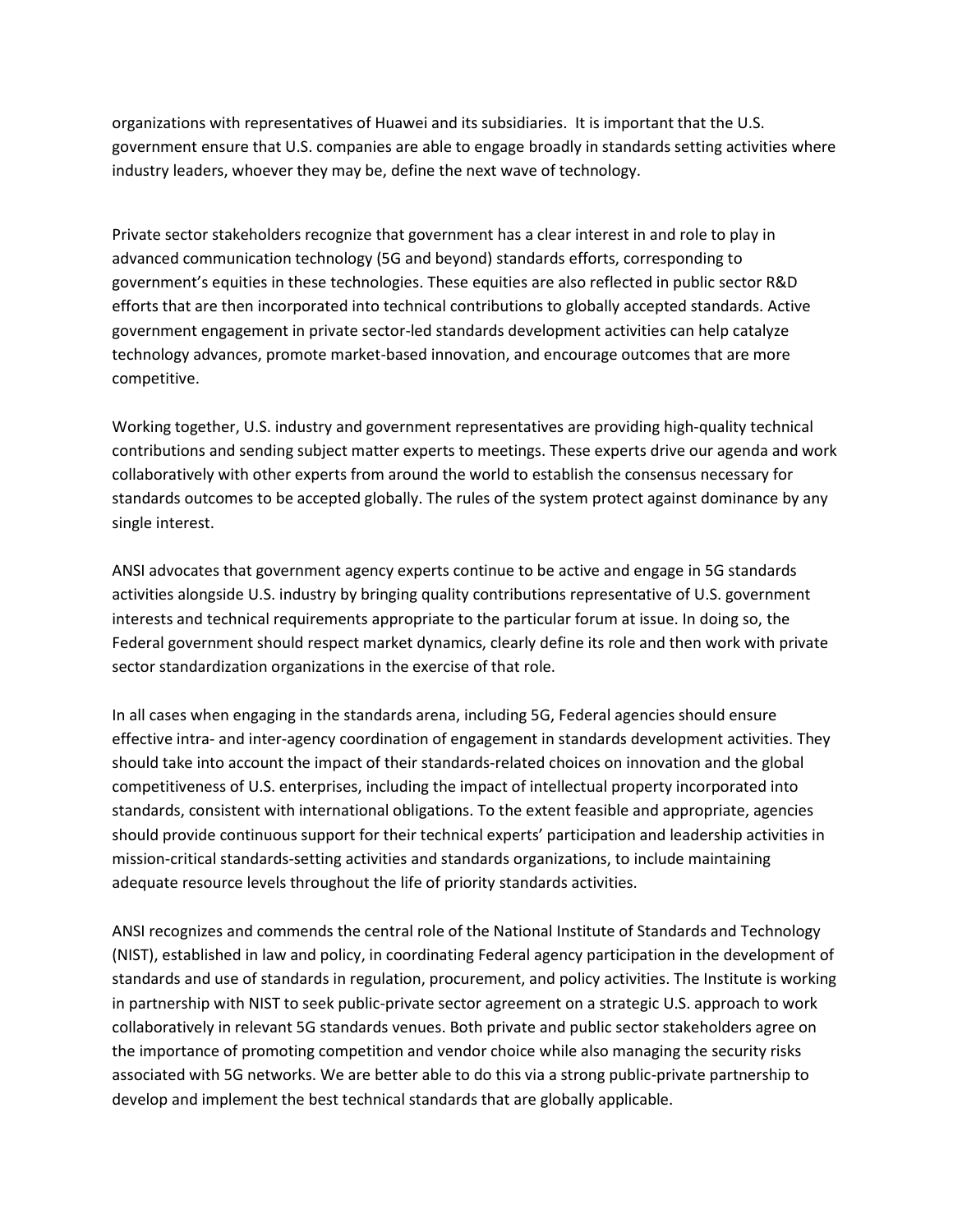organizations with representatives of Huawei and its subsidiaries. It is important that the U.S. government ensure that U.S. companies are able to engage broadly in standards setting activities where industry leaders, whoever they may be, define the next wave of technology.

Private sector stakeholders recognize that government has a clear interest in and role to play in advanced communication technology (5G and beyond) standards efforts, corresponding to government's equities in these technologies. These equities are also reflected in public sector R&D efforts that are then incorporated into technical contributions to globally accepted standards. Active government engagement in private sector-led standards development activities can help catalyze technology advances, promote market-based innovation, and encourage outcomes that are more competitive.

Working together, U.S. industry and government representatives are providing high-quality technical contributions and sending subject matter experts to meetings. These experts drive our agenda and work collaboratively with other experts from around the world to establish the consensus necessary for standards outcomes to be accepted globally. The rules of the system protect against dominance by any single interest.

ANSI advocates that government agency experts continue to be active and engage in 5G standards activities alongside U.S. industry by bringing quality contributions representative of U.S. government interests and technical requirements appropriate to the particular forum at issue. In doing so, the Federal government should respect market dynamics, clearly define its role and then work with private sector standardization organizations in the exercise of that role.

In all cases when engaging in the standards arena, including 5G, Federal agencies should ensure effective intra- and inter-agency coordination of engagement in standards development activities. They should take into account the impact of their standards-related choices on innovation and the global competitiveness of U.S. enterprises, including the impact of intellectual property incorporated into standards, consistent with international obligations. To the extent feasible and appropriate, agencies should provide continuous support for their technical experts' participation and leadership activities in mission-critical standards-setting activities and standards organizations, to include maintaining adequate resource levels throughout the life of priority standards activities.

ANSI recognizes and commends the central role of the National Institute of Standards and Technology (NIST), established in law and policy, in coordinating Federal agency participation in the development of standards and use of standards in regulation, procurement, and policy activities. The Institute is working in partnership with NIST to seek public-private sector agreement on a strategic U.S. approach to work collaboratively in relevant 5G standards venues. Both private and public sector stakeholders agree on the importance of promoting competition and vendor choice while also managing the security risks associated with 5G networks. We are better able to do this via a strong public-private partnership to develop and implement the best technical standards that are globally applicable.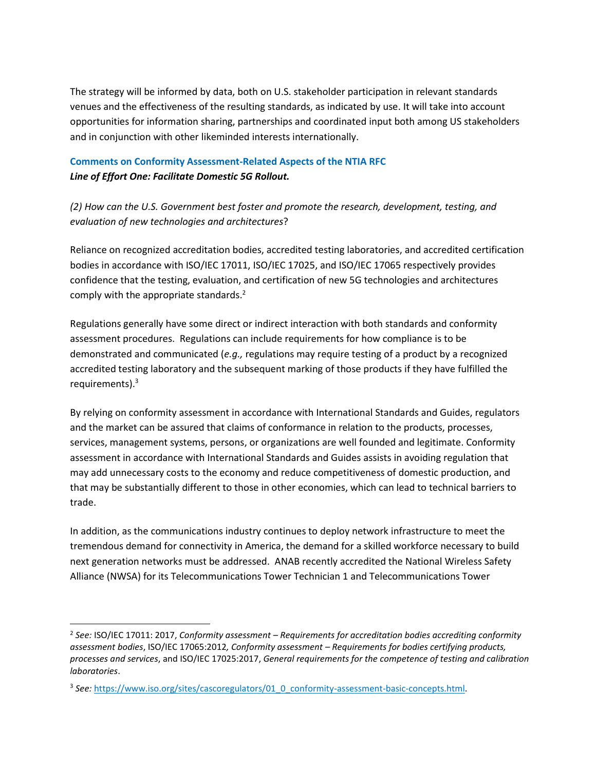The strategy will be informed by data, both on U.S. stakeholder participation in relevant standards venues and the effectiveness of the resulting standards, as indicated by use. It will take into account opportunities for information sharing, partnerships and coordinated input both among US stakeholders and in conjunction with other likeminded interests internationally.

### Comments on Conformity Assessment-Related Aspects of the NTIA RFC

***Line of Effort One: Facilitate Domestic 5G Rollout.***

*(2) How can the U.S. Government best foster and promote the research, development, testing, and evaluation of new technologies and architectures*?

Reliance on recognized accreditation bodies, accredited testing laboratories, and accredited certification bodies in accordance with ISO/IEC 17011, ISO/IEC 17025, and ISO/IEC 17065 respectively provides confidence that the testing, evaluation, and certification of new 5G technologies and architectures comply with the appropriate standards.[2]

Regulations generally have some direct or indirect interaction with both standards and conformity assessment procedures. Regulations can include requirements for how compliance is to be demonstrated and communicated (*e.g.,* regulations may require testing of a product by a recognized accredited testing laboratory and the subsequent marking of those products if they have fulfilled the requirements).[3]

By relying on conformity assessment in accordance with International Standards and Guides, regulators and the market can be assured that claims of conformance in relation to the products, processes, services, management systems, persons, or organizations are well founded and legitimate. Conformity assessment in accordance with International Standards and Guides assists in avoiding regulation that may add unnecessary costs to the economy and reduce competitiveness of domestic production, and that may be substantially different to those in other economies, which can lead to technical barriers to trade.

In addition, as the communications industry continues to deploy network infrastructure to meet the tremendous demand for connectivity in America, the demand for a skilled workforce necessary to build next generation networks must be addressed. ANAB recently accredited the National Wireless Safety Alliance (NWSA) for its Telecommunications Tower Technician 1 and Telecommunications Tower

---

[2] *See:* ISO/IEC 17011: 2017, *Conformity assessment – Requirements for accreditation bodies accrediting conformity assessment bodies*, ISO/IEC 17065:2012*, Conformity assessment – Requirements for bodies certifying products, processes and services*, and ISO/IEC 17025:2017, *General requirements for the competence of testing and calibration laboratories*.

[3] *See:* https://www.iso.org/sites/cascoregulators/01_0_conformity-assessment-basic-concepts.html.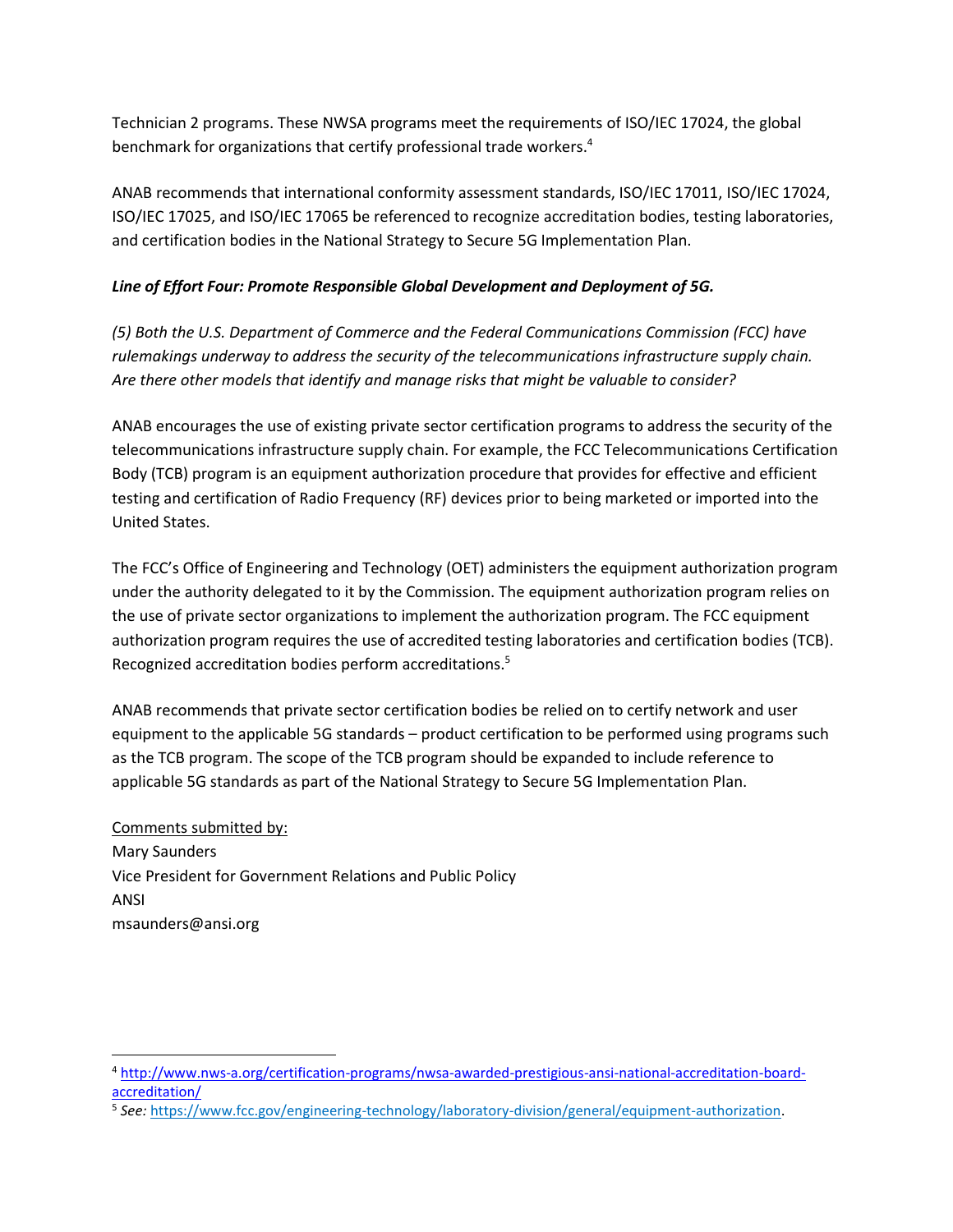Technician 2 programs. These NWSA programs meet the requirements of ISO/IEC 17024, the global benchmark for organizations that certify professional trade workers.[4]

ANAB recommends that international conformity assessment standards, ISO/IEC 17011, ISO/IEC 17024, ISO/IEC 17025, and ISO/IEC 17065 be referenced to recognize accreditation bodies, testing laboratories, and certification bodies in the National Strategy to Secure 5G Implementation Plan.

***Line of Effort Four: Promote Responsible Global Development and Deployment of 5G.***

*(5) Both the U.S. Department of Commerce and the Federal Communications Commission (FCC) have rulemakings underway to address the security of the telecommunications infrastructure supply chain. Are there other models that identify and manage risks that might be valuable to consider?*

ANAB encourages the use of existing private sector certification programs to address the security of the telecommunications infrastructure supply chain. For example, the FCC Telecommunications Certification Body (TCB) program is an equipment authorization procedure that provides for effective and efficient testing and certification of Radio Frequency (RF) devices prior to being marketed or imported into the United States.

The FCC's Office of Engineering and Technology (OET) administers the equipment authorization program under the authority delegated to it by the Commission. The equipment authorization program relies on the use of private sector organizations to implement the authorization program. The FCC equipment authorization program requires the use of accredited testing laboratories and certification bodies (TCB). Recognized accreditation bodies perform accreditations.[5]

ANAB recommends that private sector certification bodies be relied on to certify network and user equipment to the applicable 5G standards – product certification to be performed using programs such as the TCB program. The scope of the TCB program should be expanded to include reference to applicable 5G standards as part of the National Strategy to Secure 5G Implementation Plan.

Comments submitted by:
Mary Saunders
Vice President for Government Relations and Public Policy
ANSI
msaunders@ansi.org

---

[4] http://www.nws-a.org/certification-programs/nwsa-awarded-prestigious-ansi-national-accreditation-board-accreditation/

[5] *See:* https://www.fcc.gov/engineering-technology/laboratory-division/general/equipment-authorization.